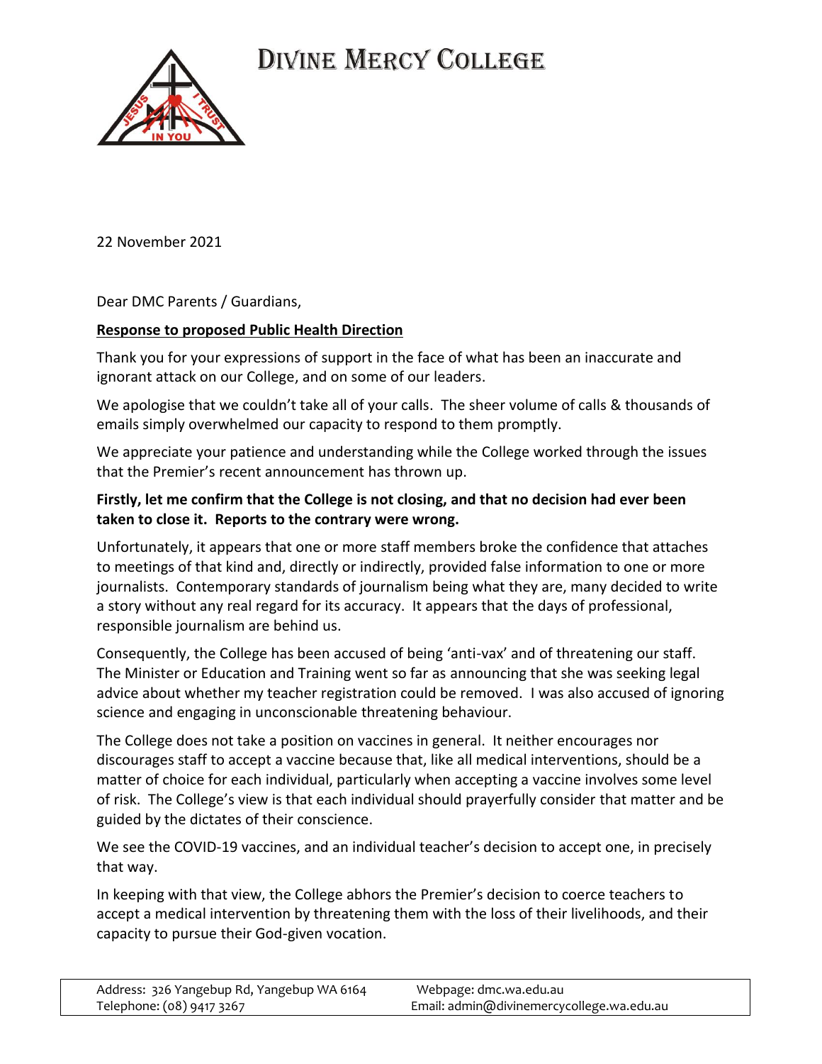# Divine Mercy College

22 November 2021

Dear DMC Parents / Guardians,

**Response to proposed Public Health Direction**

Thank you for your expressions of support in the face of what has been an inaccurate and ignorant attack on our College, and on some of our leaders.

We apologise that we couldn't take all of your calls. The sheer volume of calls & thousands of emails simply overwhelmed our capacity to respond to them promptly.

We appreciate your patience and understanding while the College worked through the issues that the Premier's recent announcement has thrown up.

**Firstly, let me confirm that the College is not closing, and that no decision had ever been taken to close it. Reports to the contrary were wrong.**

Unfortunately, it appears that one or more staff members broke the confidence that attaches to meetings of that kind and, directly or indirectly, provided false information to one or more journalists. Contemporary standards of journalism being what they are, many decided to write a story without any real regard for its accuracy. It appears that the days of professional, responsible journalism are behind us.

Consequently, the College has been accused of being 'anti-vax' and of threatening our staff. The Minister or Education and Training went so far as announcing that she was seeking legal advice about whether my teacher registration could be removed. I was also accused of ignoring science and engaging in unconscionable threatening behaviour.

The College does not take a position on vaccines in general. It neither encourages nor discourages staff to accept a vaccine because that, like all medical interventions, should be a matter of choice for each individual, particularly when accepting a vaccine involves some level of risk. The College's view is that each individual should prayerfully consider that matter and be guided by the dictates of their conscience.

We see the COVID-19 vaccines, and an individual teacher's decision to accept one, in precisely that way.

In keeping with that view, the College abhors the Premier's decision to coerce teachers to accept a medical intervention by threatening them with the loss of their livelihoods, and their capacity to pursue their God-given vocation.

| Address: 326 Yangebup Rd, Yangebup WA 6164 | Webpage: dmc.wa.edu.au |
| --- | --- |
| Telephone: (08) 9417 3267 | Email: admin@divinemercycollege.wa.edu.au |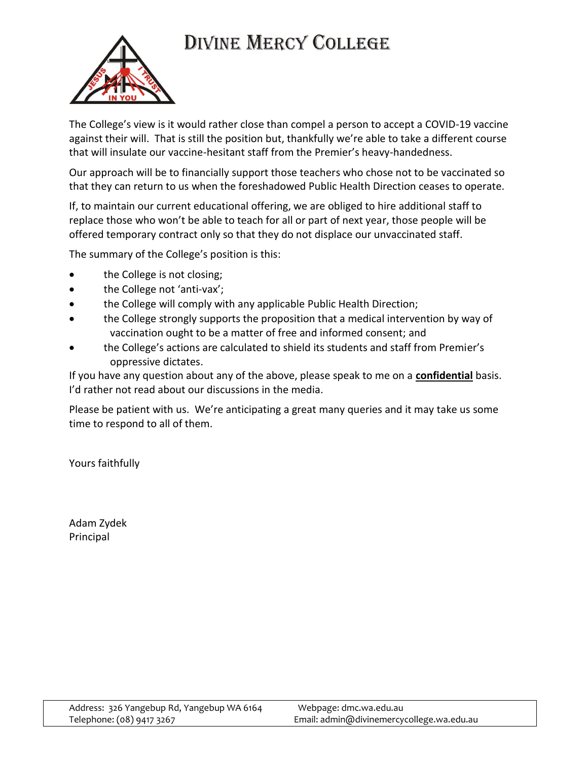// DIVINE MERCY COLLEGE

The College's view is it would rather close than compel a person to accept a COVID-19 vaccine against their will. That is still the position but, thankfully we're able to take a different course that will insulate our vaccine-hesitant staff from the Premier's heavy-handedness.

Our approach will be to financially support those teachers who chose not to be vaccinated so that they can return to us when the foreshadowed Public Health Direction ceases to operate.

If, to maintain our current educational offering, we are obliged to hire additional staff to replace those who won't be able to teach for all or part of next year, those people will be offered temporary contract only so that they do not displace our unvaccinated staff.

The summary of the College's position is this:

- the College is not closing;
- the College not 'anti-vax';
- the College will comply with any applicable Public Health Direction;
- the College strongly supports the proposition that a medical intervention by way of vaccination ought to be a matter of free and informed consent; and
- the College's actions are calculated to shield its students and staff from Premier's oppressive dictates.

If you have any question about any of the above, please speak to me on a **confidential** basis. I'd rather not read about our discussions in the media.

Please be patient with us. We're anticipating a great many queries and it may take us some time to respond to all of them.

Yours faithfully

Adam Zydek
Principal

Address: 326 Yangebup Rd, Yangebup WA 6164
Telephone: (08) 9417 3267
Webpage: dmc.wa.edu.au
Email: admin@divinemercycollege.wa.edu.au